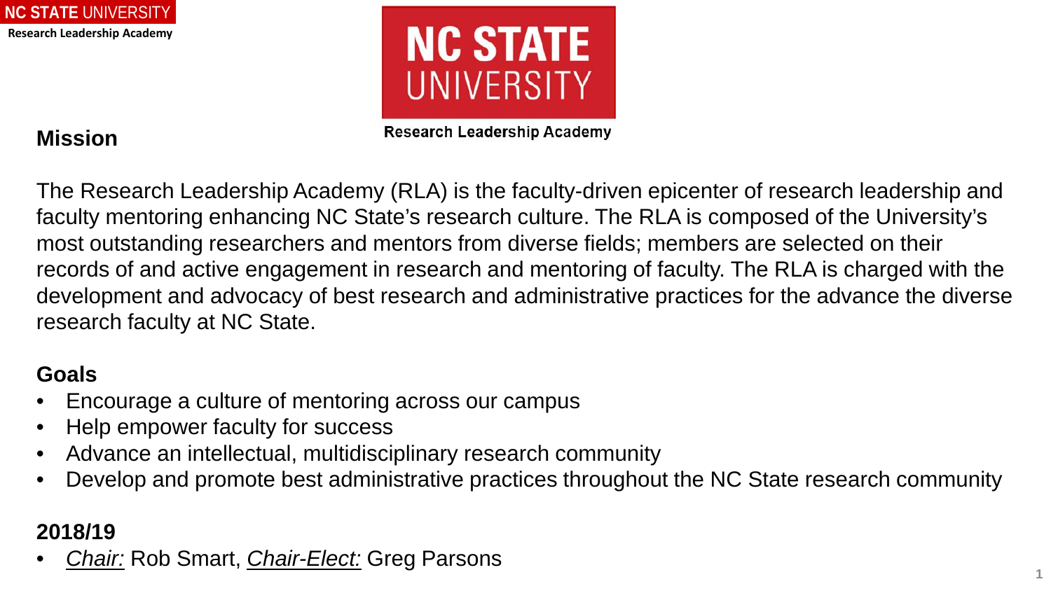## Mission

The Research Leadership Academy (RLA) is the faculty-driven epicenter of research leadership and faculty mentoring enhancing NC State's research culture. The RLA is composed of the University's most outstanding researchers and mentors from diverse fields; members are selected on their records of and active engagement in research and mentoring of faculty. The RLA is charged with the development and advocacy of best research and administrative practices for the advance the diverse research faculty at NC State.

## Goals

- Encourage a culture of mentoring across our campus
- Help empower faculty for success
- Advance an intellectual, multidisciplinary research community
- Develop and promote best administrative practices throughout the NC State research community

## 2018/19

- *Chair:* Rob Smart, *Chair-Elect:* Greg Parsons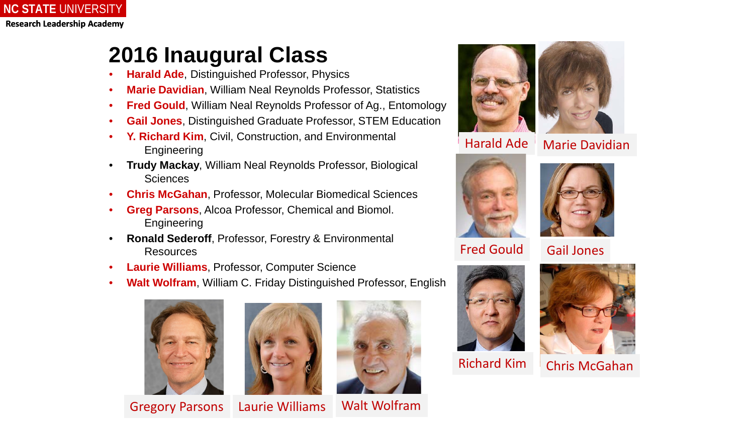# 2016 Inaugural Class

- **Harald Ade**, Distinguished Professor, Physics
- **Marie Davidian**, William Neal Reynolds Professor, Statistics
- **Fred Gould**, William Neal Reynolds Professor of Ag., Entomology
- **Gail Jones**, Distinguished Graduate Professor, STEM Education
- **Y. Richard Kim**, Civil, Construction, and Environmental Engineering
- **Trudy Mackay**, William Neal Reynolds Professor, Biological Sciences
- **Chris McGahan**, Professor, Molecular Biomedical Sciences
- **Greg Parsons**, Alcoa Professor, Chemical and Biomol. Engineering
- **Ronald Sederoff**, Professor, Forestry & Environmental Resources
- **Laurie Williams**, Professor, Computer Science
- **Walt Wolfram**, William C. Friday Distinguished Professor, English

Harald Ade

Marie Davidian

Fred Gould

Gail Jones

Richard Kim

Chris McGahan

Gregory Parsons

Laurie Williams

Walt Wolfram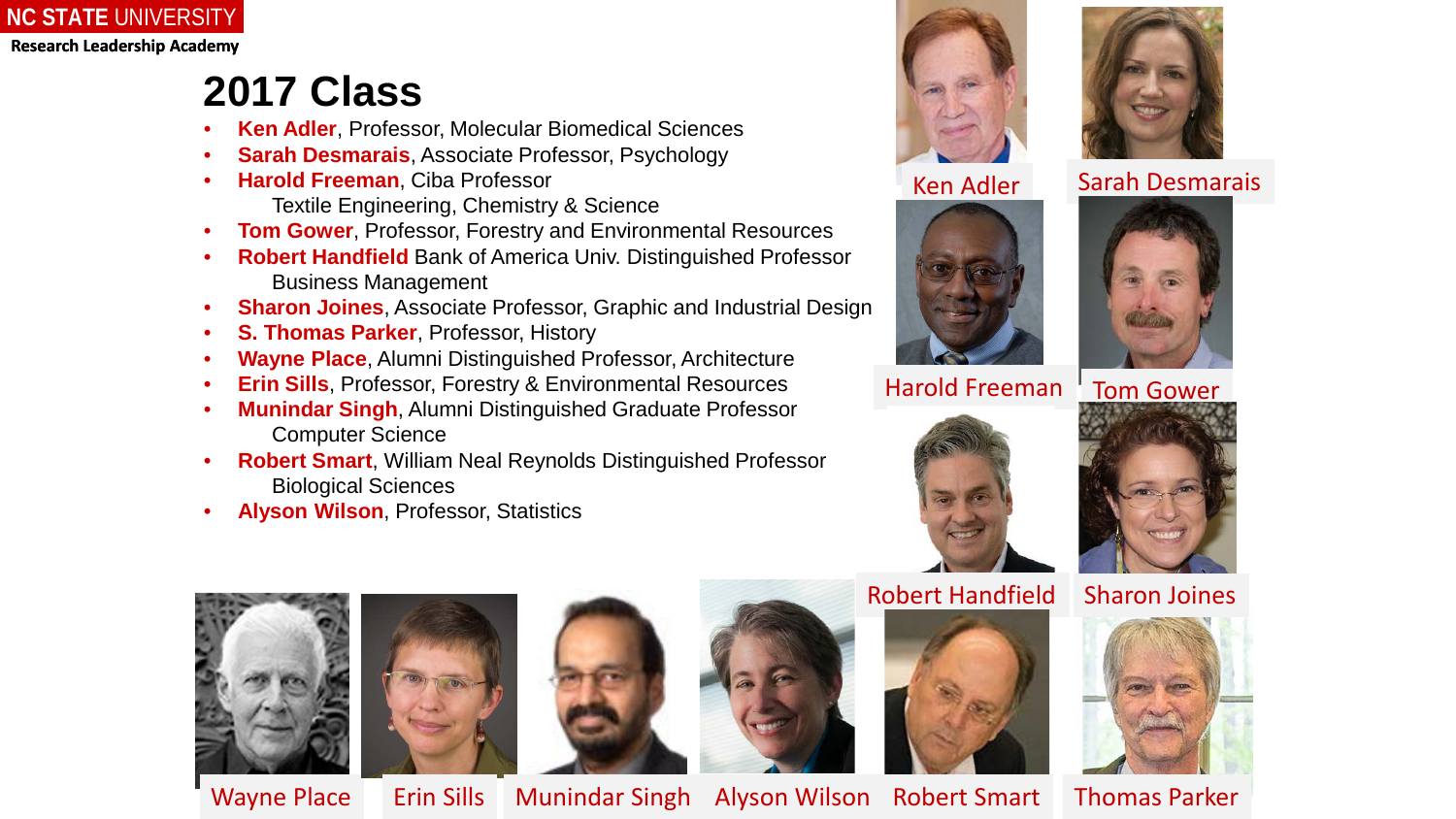# 2017 Class

- **Ken Adler**, Professor, Molecular Biomedical Sciences
- **Sarah Desmarais**, Associate Professor, Psychology
- **Harold Freeman**, Ciba Professor
  Textile Engineering, Chemistry & Science
- **Tom Gower**, Professor, Forestry and Environmental Resources
- **Robert Handfield** Bank of America Univ. Distinguished Professor
  Business Management
- **Sharon Joines**, Associate Professor, Graphic and Industrial Design
- **S. Thomas Parker**, Professor, History
- **Wayne Place**, Alumni Distinguished Professor, Architecture
- **Erin Sills**, Professor, Forestry & Environmental Resources
- **Munindar Singh**, Alumni Distinguished Graduate Professor
  Computer Science
- **Robert Smart**, William Neal Reynolds Distinguished Professor
  Biological Sciences
- **Alyson Wilson**, Professor, Statistics

Ken Adler

Sarah Desmarais

Harold Freeman

Tom Gower

Robert Handfield

Sharon Joines

Wayne Place

Erin Sills

Munindar Singh

Alyson Wilson

Robert Smart

Thomas Parker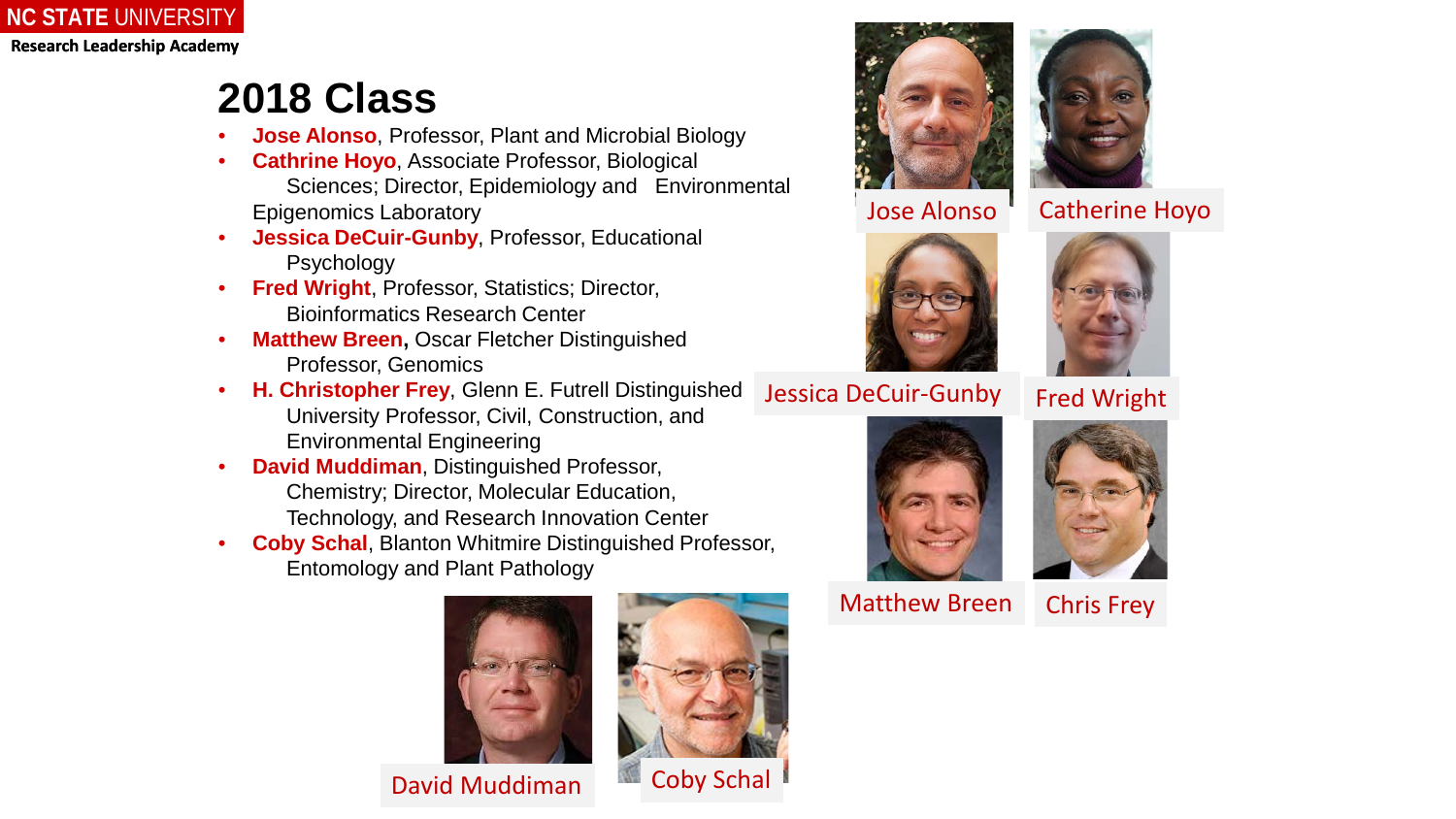**NC STATE UNIVERSITY**
**Research Leadership Academy**

# 2018 Class

- **Jose Alonso**, Professor, Plant and Microbial Biology
- **Cathrine Hoyo**, Associate Professor, Biological Sciences; Director, Epidemiology and Environmental Epigenomics Laboratory
- **Jessica DeCuir-Gunby**, Professor, Educational Psychology
- **Fred Wright**, Professor, Statistics; Director, Bioinformatics Research Center
- **Matthew Breen,** Oscar Fletcher Distinguished Professor, Genomics
- **H. Christopher Frey**, Glenn E. Futrell Distinguished University Professor, Civil, Construction, and Environmental Engineering
- **David Muddiman**, Distinguished Professor, Chemistry; Director, Molecular Education, Technology, and Research Innovation Center
- **Coby Schal**, Blanton Whitmire Distinguished Professor, Entomology and Plant Pathology

Jose Alonso

Catherine Hoyo

Jessica DeCuir-Gunby

Fred Wright

Matthew Breen

Chris Frey

David Muddiman

Coby Schal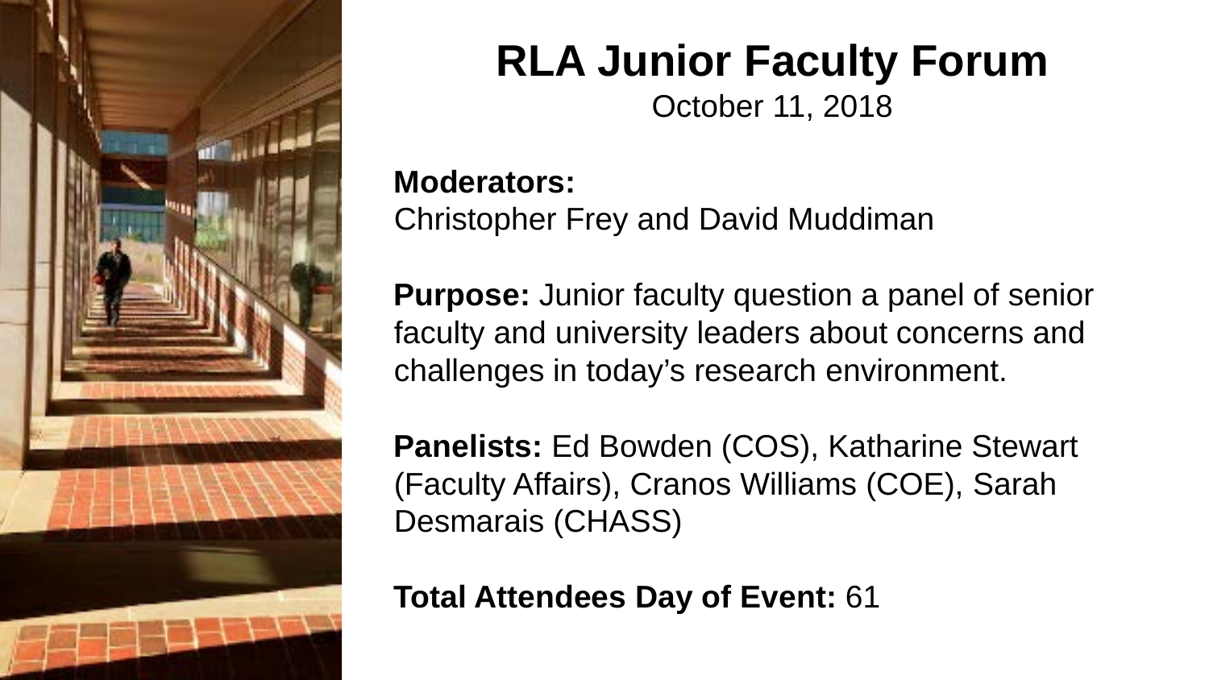# RLA Junior Faculty Forum

October 11, 2018

**Moderators:**
Christopher Frey and David Muddiman

**Purpose:** Junior faculty question a panel of senior faculty and university leaders about concerns and challenges in today's research environment.

**Panelists:** Ed Bowden (COS), Katharine Stewart (Faculty Affairs), Cranos Williams (COE), Sarah Desmarais (CHASS)

**Total Attendees Day of Event:** 61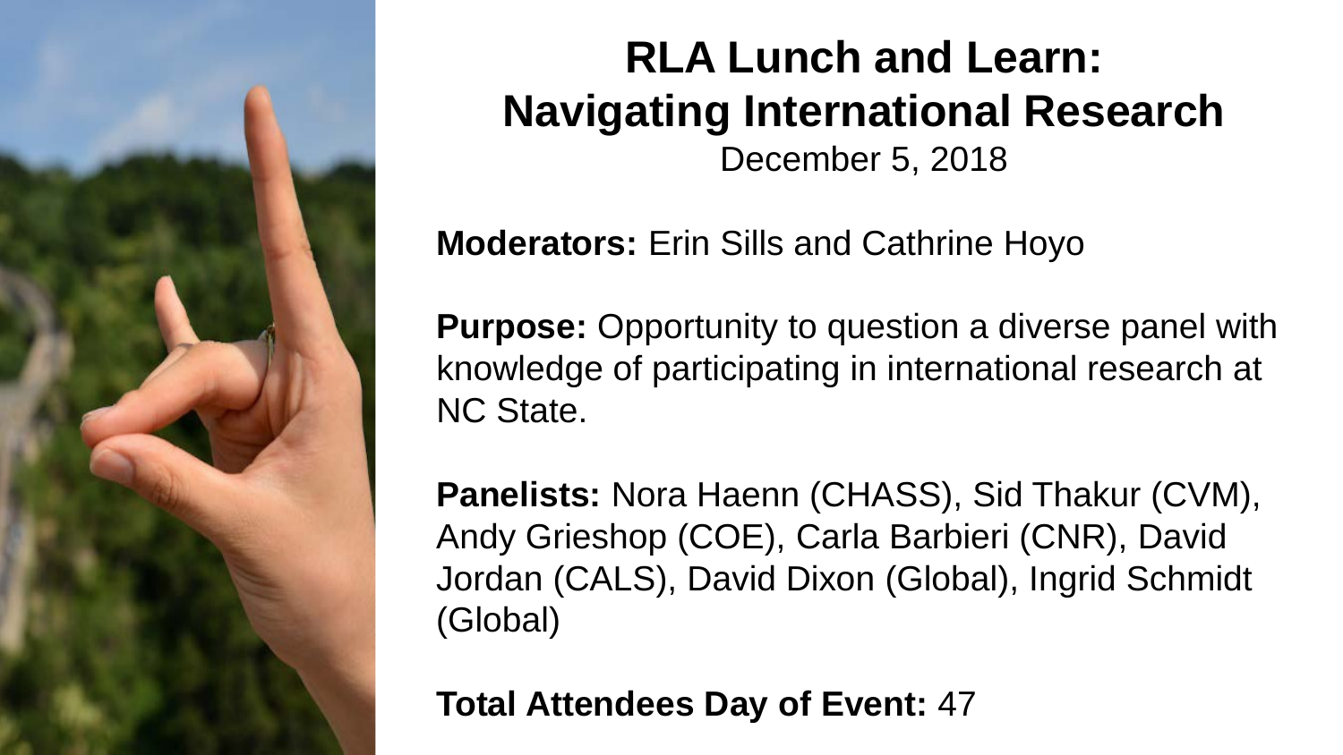# RLA Lunch and Learn: Navigating International Research

December 5, 2018

**Moderators:** Erin Sills and Cathrine Hoyo

**Purpose:** Opportunity to question a diverse panel with knowledge of participating in international research at NC State.

**Panelists:** Nora Haenn (CHASS), Sid Thakur (CVM), Andy Grieshop (COE), Carla Barbieri (CNR), David Jordan (CALS), David Dixon (Global), Ingrid Schmidt (Global)

**Total Attendees Day of Event:** 47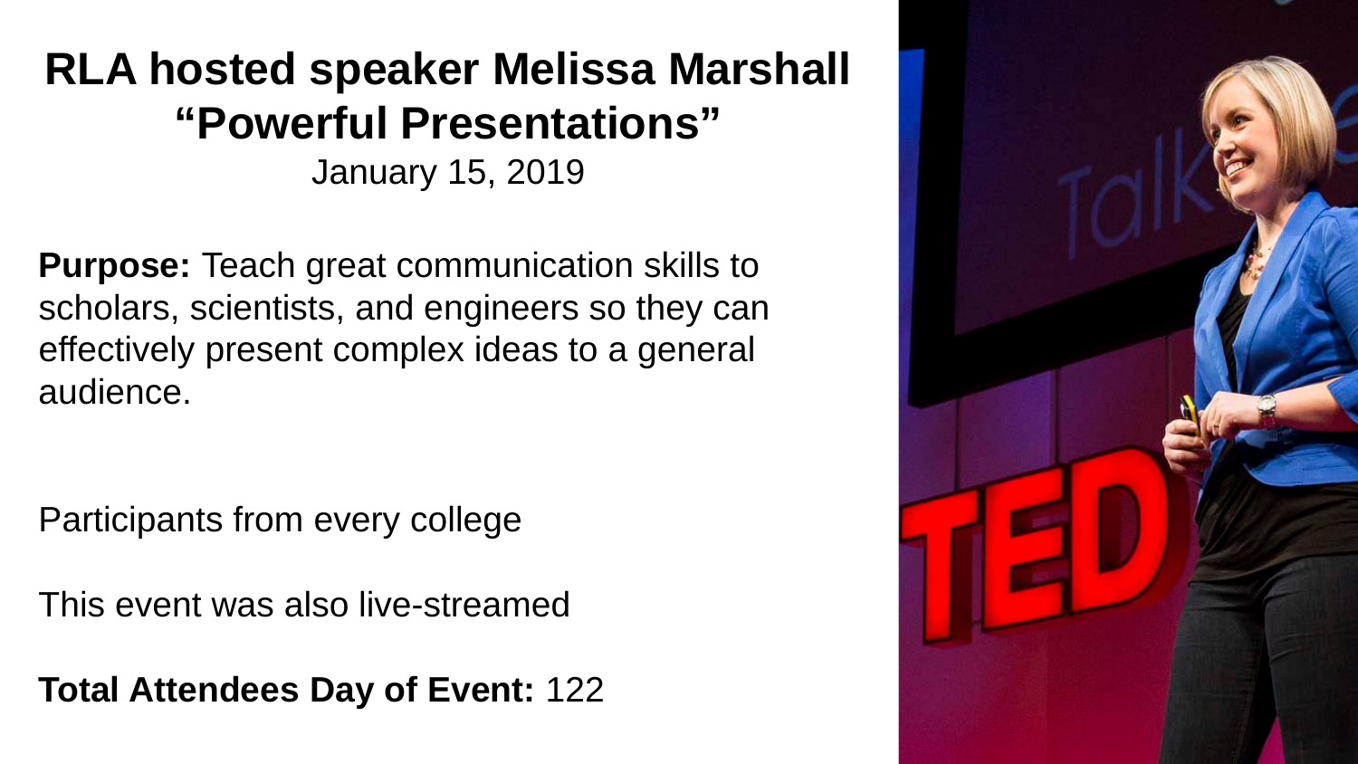# RLA hosted speaker Melissa Marshall "Powerful Presentations"

January 15, 2019

**Purpose:** Teach great communication skills to scholars, scientists, and engineers so they can effectively present complex ideas to a general audience.

Participants from every college

This event was also live-streamed

**Total Attendees Day of Event:** 122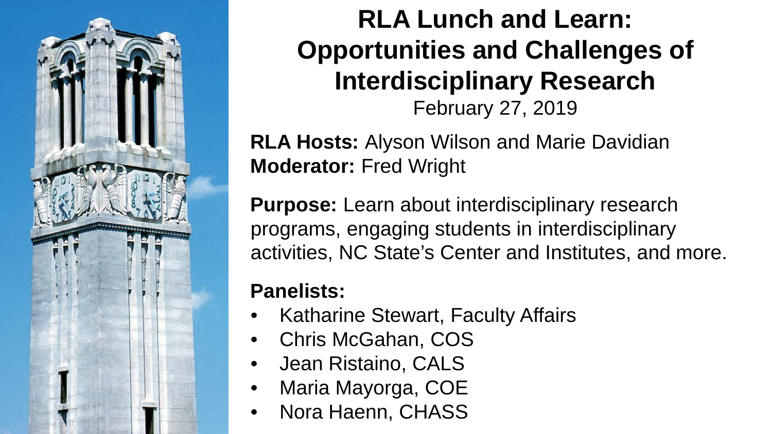# RLA Lunch and Learn: Opportunities and Challenges of Interdisciplinary Research

February 27, 2019

**RLA Hosts:** Alyson Wilson and Marie Davidian
**Moderator:** Fred Wright

**Purpose:** Learn about interdisciplinary research programs, engaging students in interdisciplinary activities, NC State's Center and Institutes, and more.

**Panelists:**

- Katharine Stewart, Faculty Affairs
- Chris McGahan, COS
- Jean Ristaino, CALS
- Maria Mayorga, COE
- Nora Haenn, CHASS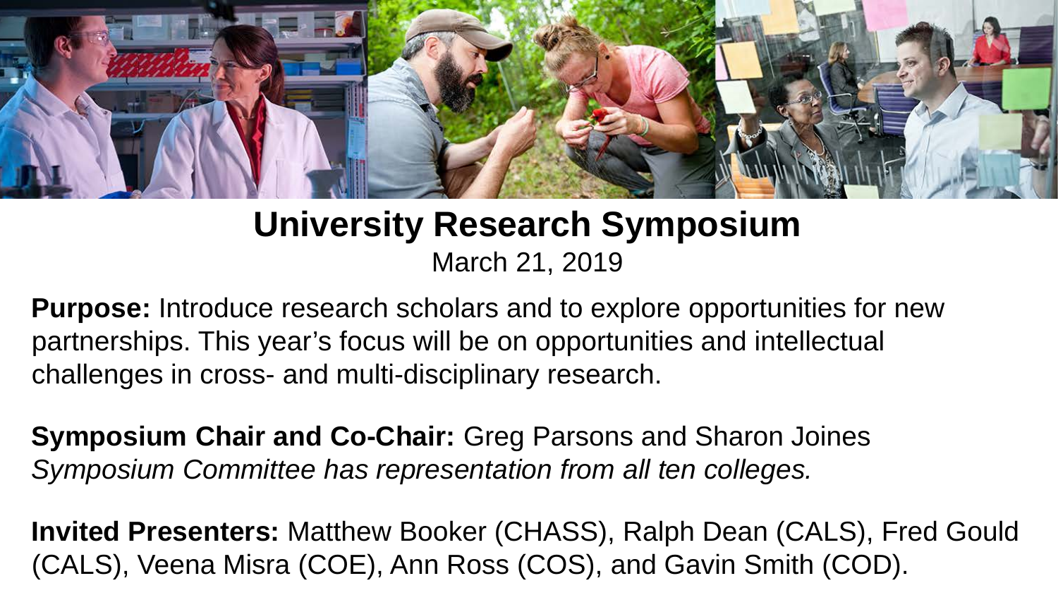# University Research Symposium

March 21, 2019

**Purpose:** Introduce research scholars and to explore opportunities for new partnerships. This year's focus will be on opportunities and intellectual challenges in cross- and multi-disciplinary research.

**Symposium Chair and Co-Chair:** Greg Parsons and Sharon Joines
*Symposium Committee has representation from all ten colleges.*

**Invited Presenters:** Matthew Booker (CHASS), Ralph Dean (CALS), Fred Gould (CALS), Veena Misra (COE), Ann Ross (COS), and Gavin Smith (COD).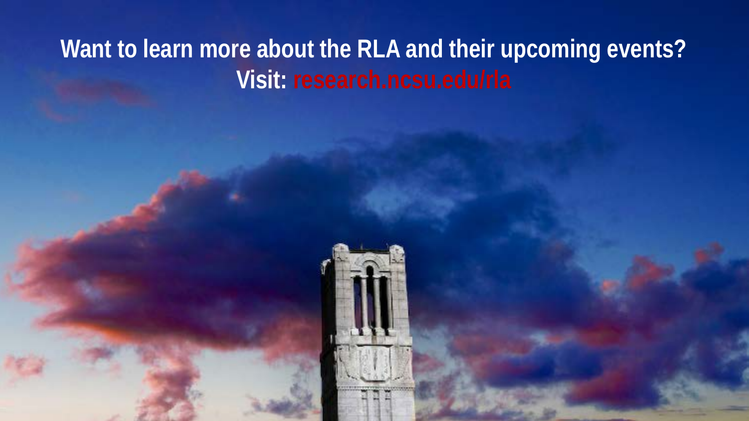**Want to learn more about the RLA and their upcoming events?**
**Visit: research.ncsu.edu/rla**